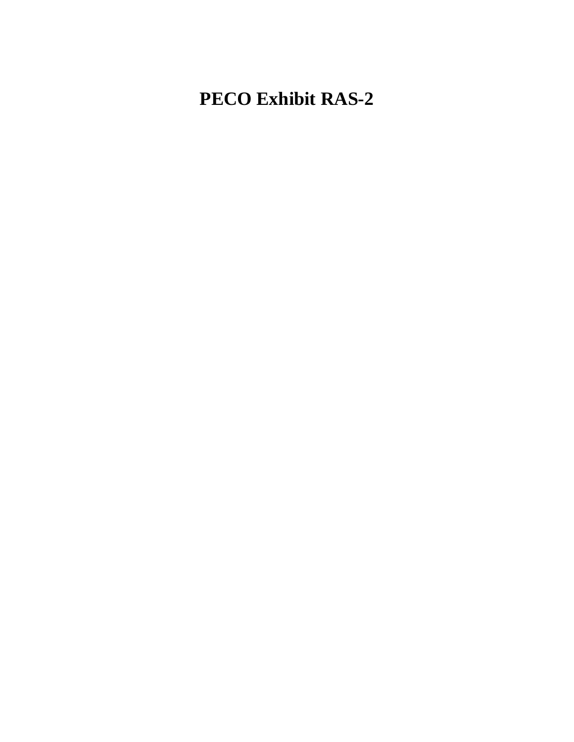# PECO Exhibit RAS-2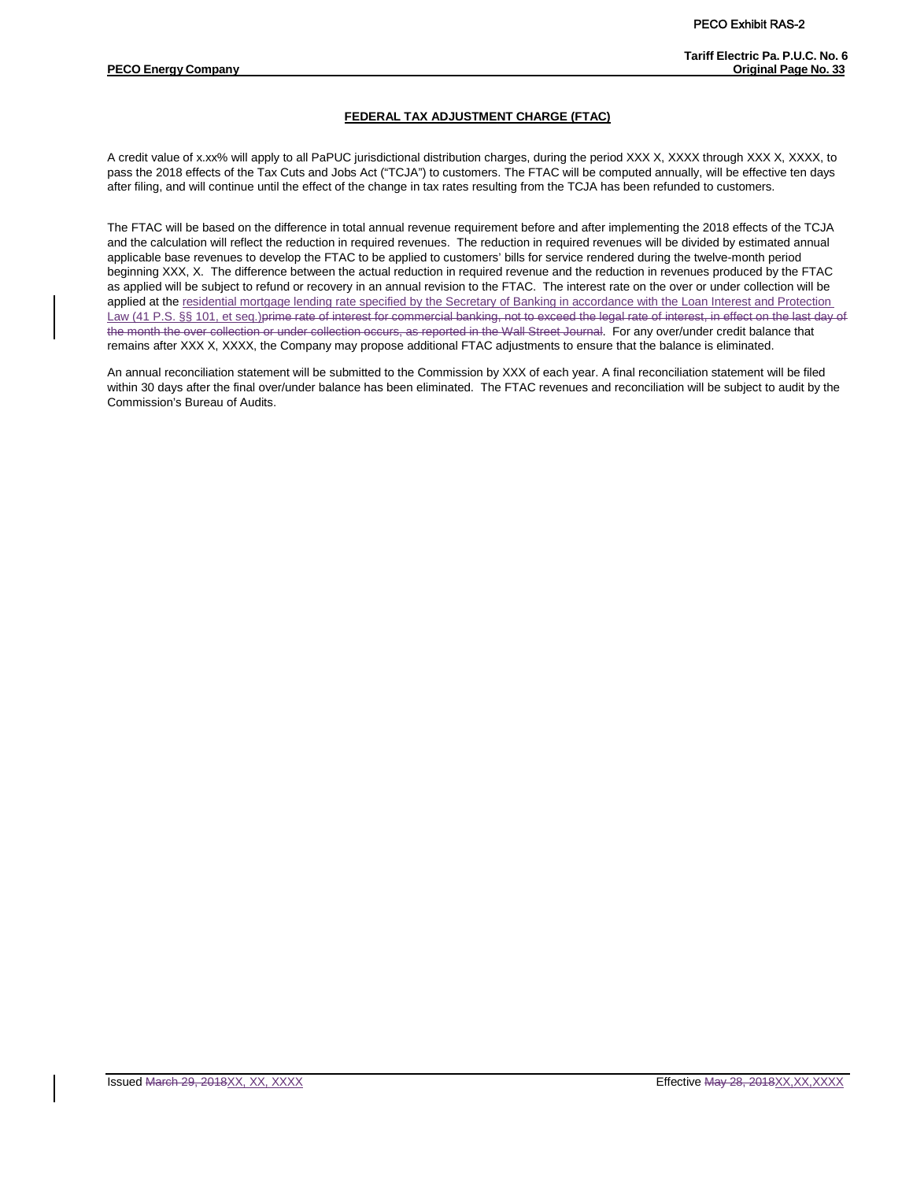PECO Exhibit RAS-2

**PECO Energy Company**

**Tariff Electric Pa. P.U.C. No. 6**
**Original Page No. 33**

## FEDERAL TAX ADJUSTMENT CHARGE (FTAC)

A credit value of x.xx% will apply to all PaPUC jurisdictional distribution charges, during the period XXX X, XXXX through XXX X, XXXX, to pass the 2018 effects of the Tax Cuts and Jobs Act ("TCJA") to customers. The FTAC will be computed annually, will be effective ten days after filing, and will continue until the effect of the change in tax rates resulting from the TCJA has been refunded to customers.

The FTAC will be based on the difference in total annual revenue requirement before and after implementing the 2018 effects of the TCJA and the calculation will reflect the reduction in required revenues. The reduction in required revenues will be divided by estimated annual applicable base revenues to develop the FTAC to be applied to customers' bills for service rendered during the twelve-month period beginning XXX, X. The difference between the actual reduction in required revenue and the reduction in revenues produced by the FTAC as applied will be subject to refund or recovery in an annual revision to the FTAC. The interest rate on the over or under collection will be applied at the residential mortgage lending rate specified by the Secretary of Banking in accordance with the Loan Interest and Protection Law (41 P.S. §§ 101, et seq.)~~prime rate of interest for commercial banking, not to exceed the legal rate of interest, in effect on the last day of the month the over collection or under collection occurs, as reported in the Wall Street Journal~~. For any over/under credit balance that remains after XXX X, XXXX, the Company may propose additional FTAC adjustments to ensure that the balance is eliminated.

An annual reconciliation statement will be submitted to the Commission by XXX of each year. A final reconciliation statement will be filed within 30 days after the final over/under balance has been eliminated. The FTAC revenues and reconciliation will be subject to audit by the Commission's Bureau of Audits.

Issued ~~March 29, 2018~~XX, XX, XXXX

Effective ~~May 28, 2018~~XX,XX,XXXX